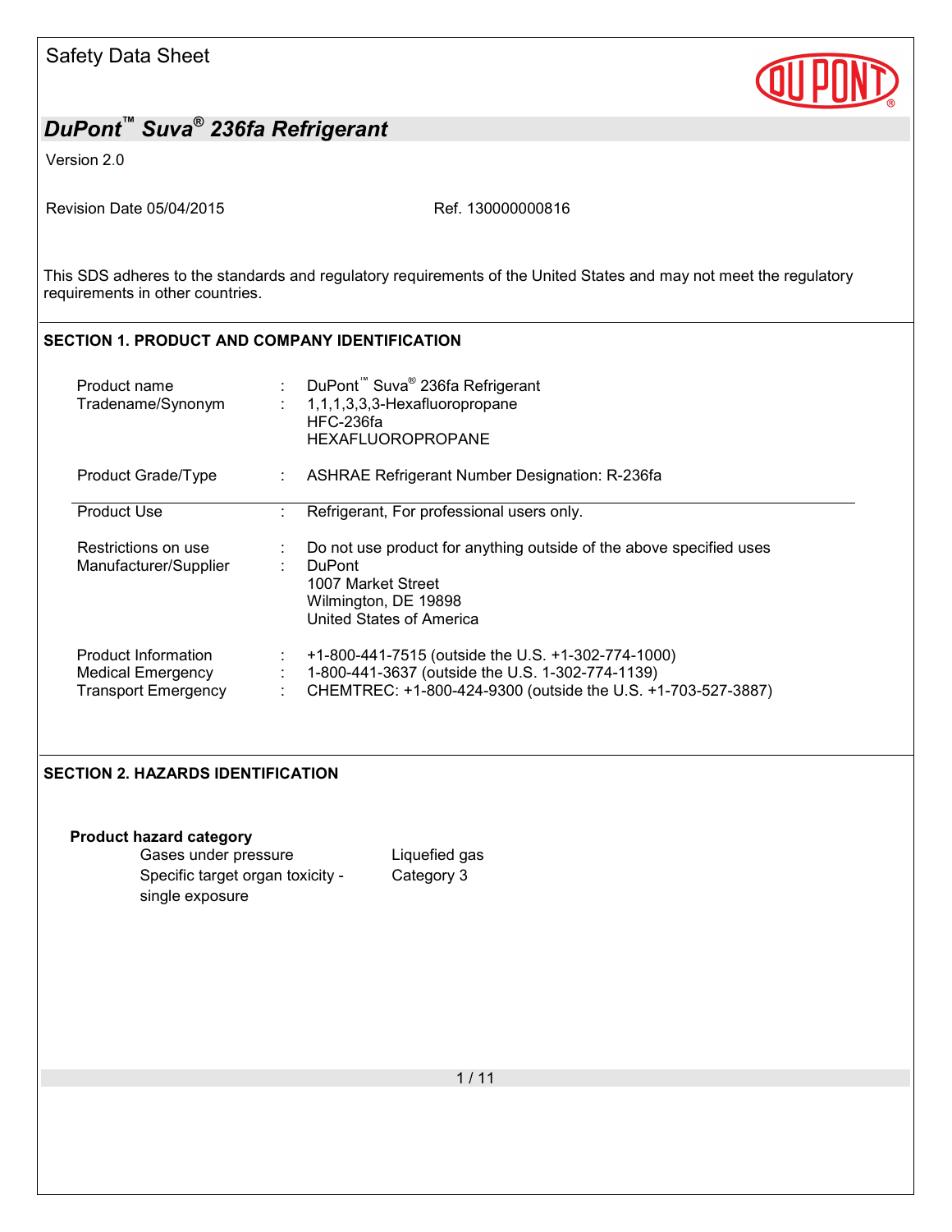Safety Data Sheet

# DuPont™ Suva® 236fa Refrigerant

Version 2.0

Revision Date 05/04/2015 Ref. 130000000816

This SDS adheres to the standards and regulatory requirements of the United States and may not meet the regulatory requirements in other countries.

## SECTION 1. PRODUCT AND COMPANY IDENTIFICATION

| | | |
|---|---|---|
| Product name | : | DuPont™ Suva® 236fa Refrigerant |
| Tradename/Synonym | : | 1,1,1,3,3,3-Hexafluoropropane<br>HFC-236fa<br>HEXAFLUOROPROPANE |
| Product Grade/Type | : | ASHRAE Refrigerant Number Designation: R-236fa |
| Product Use | : | Refrigerant, For professional users only. |
| Restrictions on use | : | Do not use product for anything outside of the above specified uses |
| Manufacturer/Supplier | : | DuPont<br>1007 Market Street<br>Wilmington, DE 19898<br>United States of America |
| Product Information | : | +1-800-441-7515 (outside the U.S. +1-302-774-1000) |
| Medical Emergency | : | 1-800-441-3637 (outside the U.S. 1-302-774-1139) |
| Transport Emergency | : | CHEMTREC: +1-800-424-9300 (outside the U.S. +1-703-527-3887) |

## SECTION 2. HAZARDS IDENTIFICATION

**Product hazard category**

| | |
|---|---|
| Gases under pressure | Liquefied gas |
| Specific target organ toxicity - single exposure | Category 3 |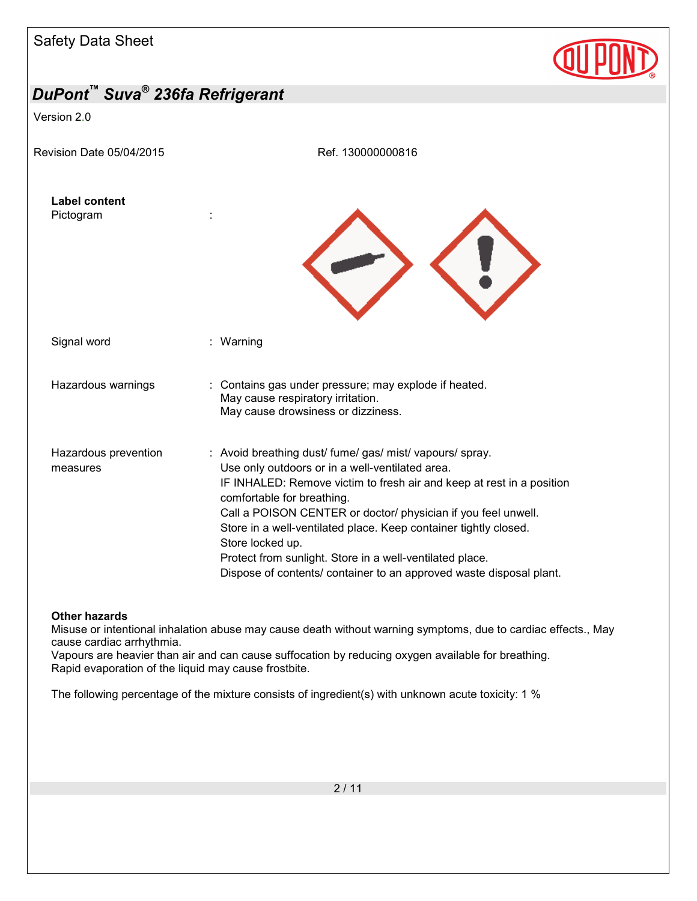**Label content**

Pictogram :

Signal word : Warning

Hazardous warnings : Contains gas under pressure; may explode if heated.
May cause respiratory irritation.
May cause drowsiness or dizziness.

Hazardous prevention measures : Avoid breathing dust/ fume/ gas/ mist/ vapours/ spray.
Use only outdoors or in a well-ventilated area.
IF INHALED: Remove victim to fresh air and keep at rest in a position comfortable for breathing.
Call a POISON CENTER or doctor/ physician if you feel unwell.
Store in a well-ventilated place. Keep container tightly closed.
Store locked up.
Protect from sunlight. Store in a well-ventilated place.
Dispose of contents/ container to an approved waste disposal plant.

**Other hazards**

Misuse or intentional inhalation abuse may cause death without warning symptoms, due to cardiac effects., May cause cardiac arrhythmia.
Vapours are heavier than air and can cause suffocation by reducing oxygen available for breathing.
Rapid evaporation of the liquid may cause frostbite.

The following percentage of the mixture consists of ingredient(s) with unknown acute toxicity: 1 %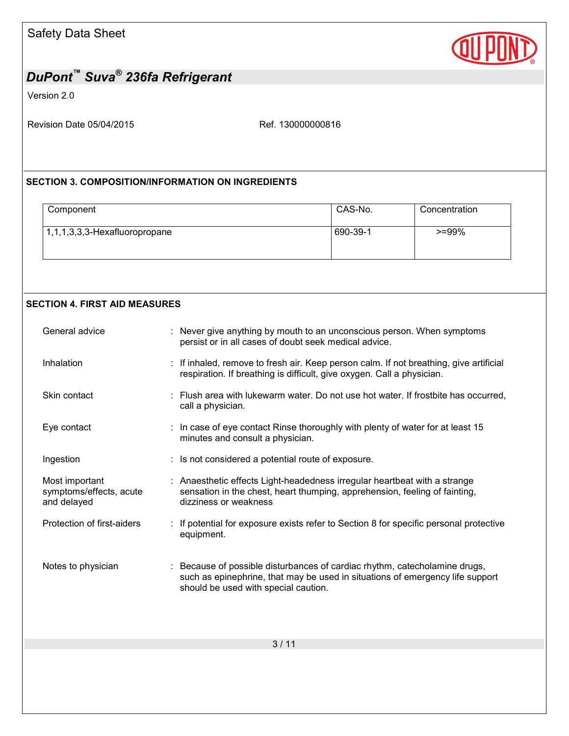## SECTION 3. COMPOSITION/INFORMATION ON INGREDIENTS

| Component | CAS-No. | Concentration |
|---|---|---|
| 1,1,1,3,3,3-Hexafluoropropane | 690-39-1 | >=99% |

## SECTION 4. FIRST AID MEASURES

| | |
|---|---|
| General advice | : Never give anything by mouth to an unconscious person. When symptoms persist or in all cases of doubt seek medical advice. |
| Inhalation | : If inhaled, remove to fresh air. Keep person calm. If not breathing, give artificial respiration. If breathing is difficult, give oxygen. Call a physician. |
| Skin contact | : Flush area with lukewarm water. Do not use hot water. If frostbite has occurred, call a physician. |
| Eye contact | : In case of eye contact Rinse thoroughly with plenty of water for at least 15 minutes and consult a physician. |
| Ingestion | : Is not considered a potential route of exposure. |
| Most important symptoms/effects, acute and delayed | : Anaesthetic effects Light-headedness irregular heartbeat with a strange sensation in the chest, heart thumping, apprehension, feeling of fainting, dizziness or weakness |
| Protection of first-aiders | : If potential for exposure exists refer to Section 8 for specific personal protective equipment. |
| Notes to physician | : Because of possible disturbances of cardiac rhythm, catecholamine drugs, such as epinephrine, that may be used in situations of emergency life support should be used with special caution. |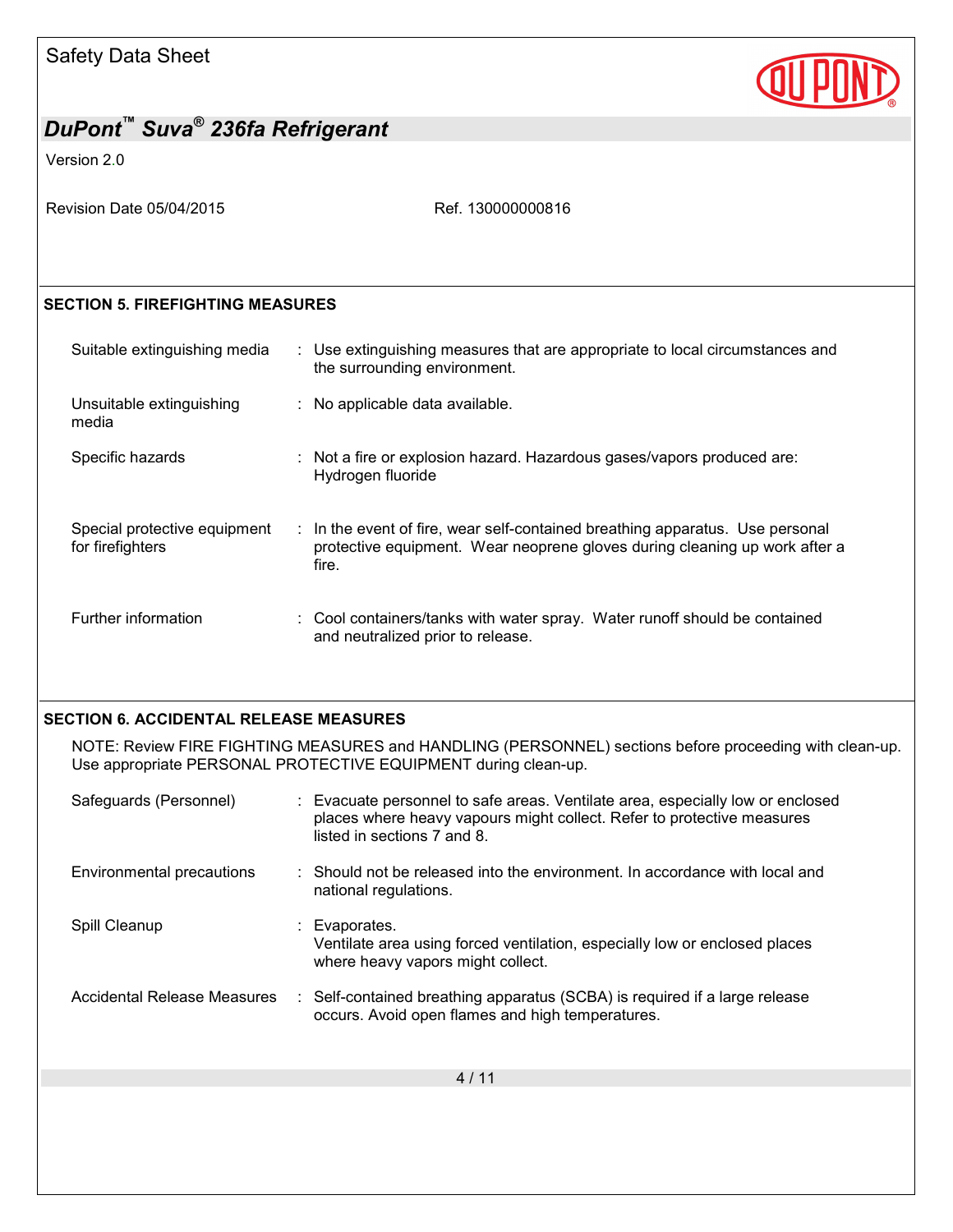## SECTION 5. FIREFIGHTING MEASURES

| | |
|---|---|
| Suitable extinguishing media | : Use extinguishing measures that are appropriate to local circumstances and the surrounding environment. |
| Unsuitable extinguishing media | : No applicable data available. |
| Specific hazards | : Not a fire or explosion hazard. Hazardous gases/vapors produced are: Hydrogen fluoride |
| Special protective equipment for firefighters | : In the event of fire, wear self-contained breathing apparatus. Use personal protective equipment. Wear neoprene gloves during cleaning up work after a fire. |
| Further information | : Cool containers/tanks with water spray. Water runoff should be contained and neutralized prior to release. |

## SECTION 6. ACCIDENTAL RELEASE MEASURES

NOTE: Review FIRE FIGHTING MEASURES and HANDLING (PERSONNEL) sections before proceeding with clean-up. Use appropriate PERSONAL PROTECTIVE EQUIPMENT during clean-up.

| | |
|---|---|
| Safeguards (Personnel) | : Evacuate personnel to safe areas. Ventilate area, especially low or enclosed places where heavy vapours might collect. Refer to protective measures listed in sections 7 and 8. |
| Environmental precautions | : Should not be released into the environment. In accordance with local and national regulations. |
| Spill Cleanup | : Evaporates. Ventilate area using forced ventilation, especially low or enclosed places where heavy vapors might collect. |
| Accidental Release Measures | : Self-contained breathing apparatus (SCBA) is required if a large release occurs. Avoid open flames and high temperatures. |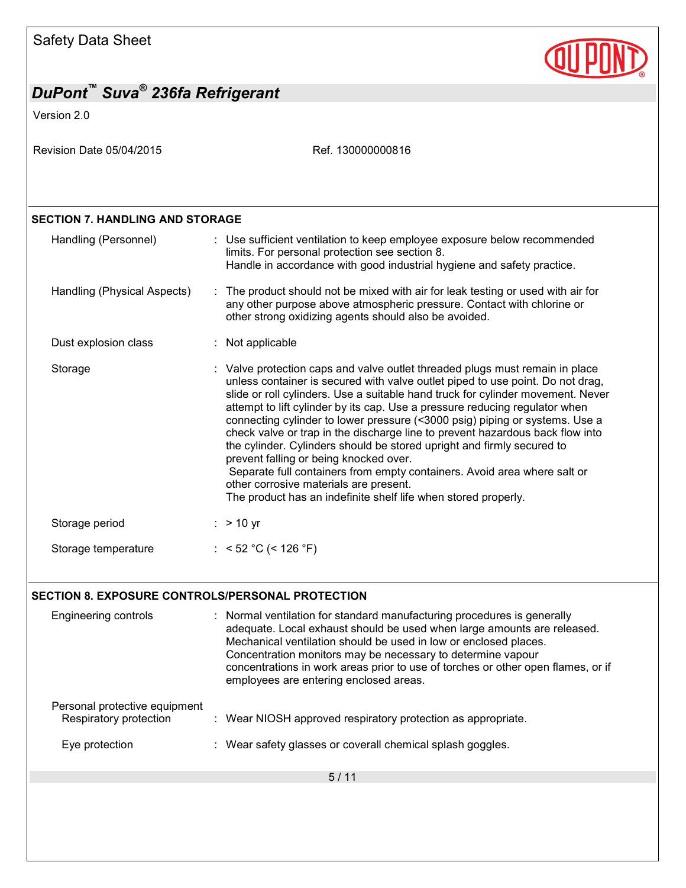## SECTION 7. HANDLING AND STORAGE

| | |
|---|---|
| Handling (Personnel) | : Use sufficient ventilation to keep employee exposure below recommended limits. For personal protection see section 8. Handle in accordance with good industrial hygiene and safety practice. |
| Handling (Physical Aspects) | : The product should not be mixed with air for leak testing or used with air for any other purpose above atmospheric pressure. Contact with chlorine or other strong oxidizing agents should also be avoided. |
| Dust explosion class | : Not applicable |
| Storage | : Valve protection caps and valve outlet threaded plugs must remain in place unless container is secured with valve outlet piped to use point. Do not drag, slide or roll cylinders. Use a suitable hand truck for cylinder movement. Never attempt to lift cylinder by its cap. Use a pressure reducing regulator when connecting cylinder to lower pressure (<3000 psig) piping or systems. Use a check valve or trap in the discharge line to prevent hazardous back flow into the cylinder. Cylinders should be stored upright and firmly secured to prevent falling or being knocked over. Separate full containers from empty containers. Avoid area where salt or other corrosive materials are present. The product has an indefinite shelf life when stored properly. |
| Storage period | : > 10 yr |
| Storage temperature | : < 52 °C (< 126 °F) |

## SECTION 8. EXPOSURE CONTROLS/PERSONAL PROTECTION

| | |
|---|---|
| Engineering controls | : Normal ventilation for standard manufacturing procedures is generally adequate. Local exhaust should be used when large amounts are released. Mechanical ventilation should be used in low or enclosed places. Concentration monitors may be necessary to determine vapour concentrations in work areas prior to use of torches or other open flames, or if employees are entering enclosed areas. |
| Personal protective equipment | |
| Respiratory protection | : Wear NIOSH approved respiratory protection as appropriate. |
| Eye protection | : Wear safety glasses or coverall chemical splash goggles. |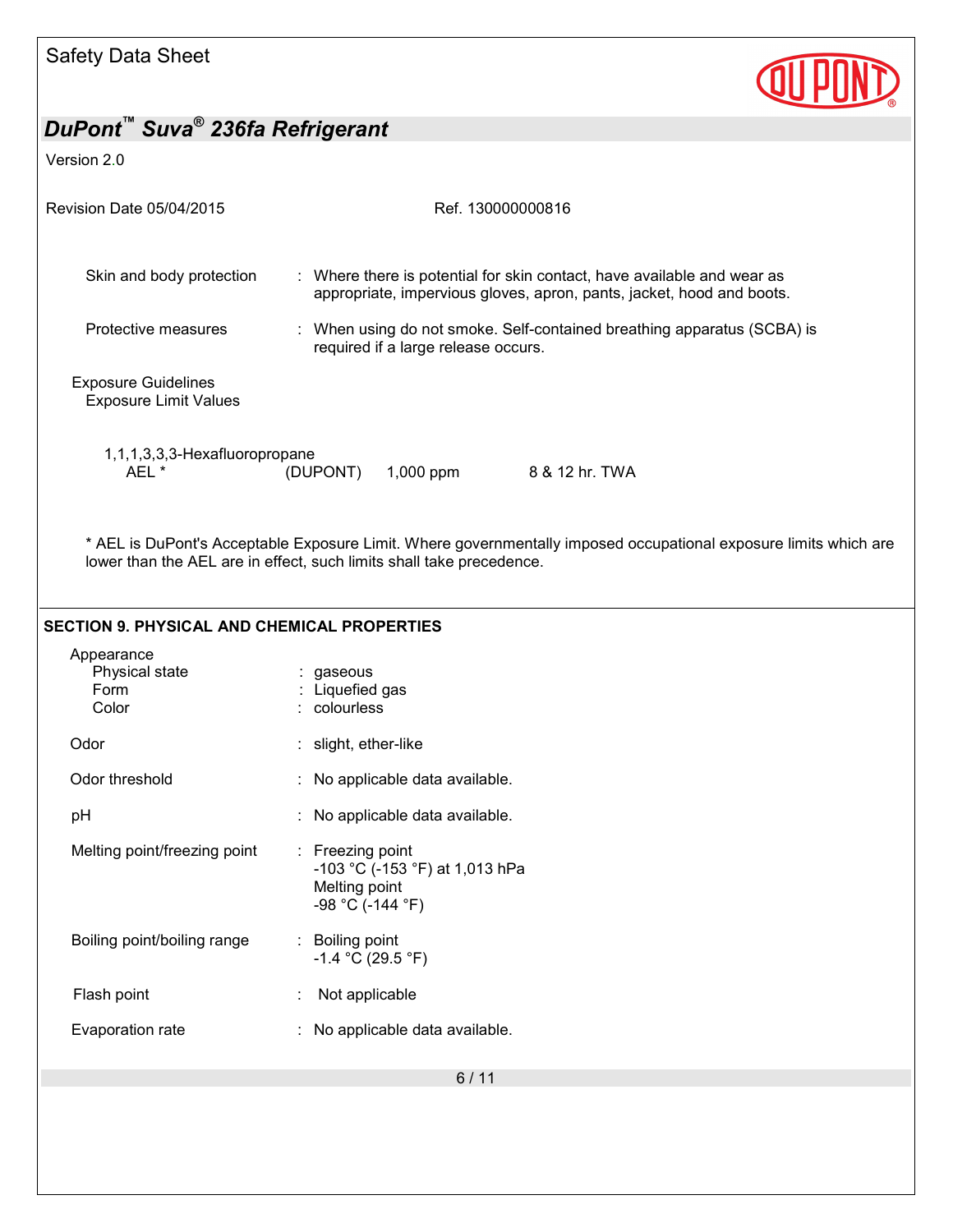Skin and body protection : Where there is potential for skin contact, have available and wear as appropriate, impervious gloves, apron, pants, jacket, hood and boots.

Protective measures : When using do not smoke. Self-contained breathing apparatus (SCBA) is required if a large release occurs.

Exposure Guidelines

Exposure Limit Values

1,1,1,3,3,3-Hexafluoropropane

| | | | |
|---|---|---|---|
| AEL * | (DUPONT) | 1,000 ppm | 8 & 12 hr. TWA |

* AEL is DuPont's Acceptable Exposure Limit. Where governmentally imposed occupational exposure limits which are lower than the AEL are in effect, such limits shall take precedence.

## SECTION 9. PHYSICAL AND CHEMICAL PROPERTIES

Appearance

- Physical state : gaseous
- Form : Liquefied gas
- Color : colourless

Odor : slight, ether-like

Odor threshold : No applicable data available.

pH : No applicable data available.

Melting point/freezing point : Freezing point
-103 °C (-153 °F) at 1,013 hPa
Melting point
-98 °C (-144 °F)

Boiling point/boiling range : Boiling point
-1.4 °C (29.5 °F)

Flash point : Not applicable

Evaporation rate : No applicable data available.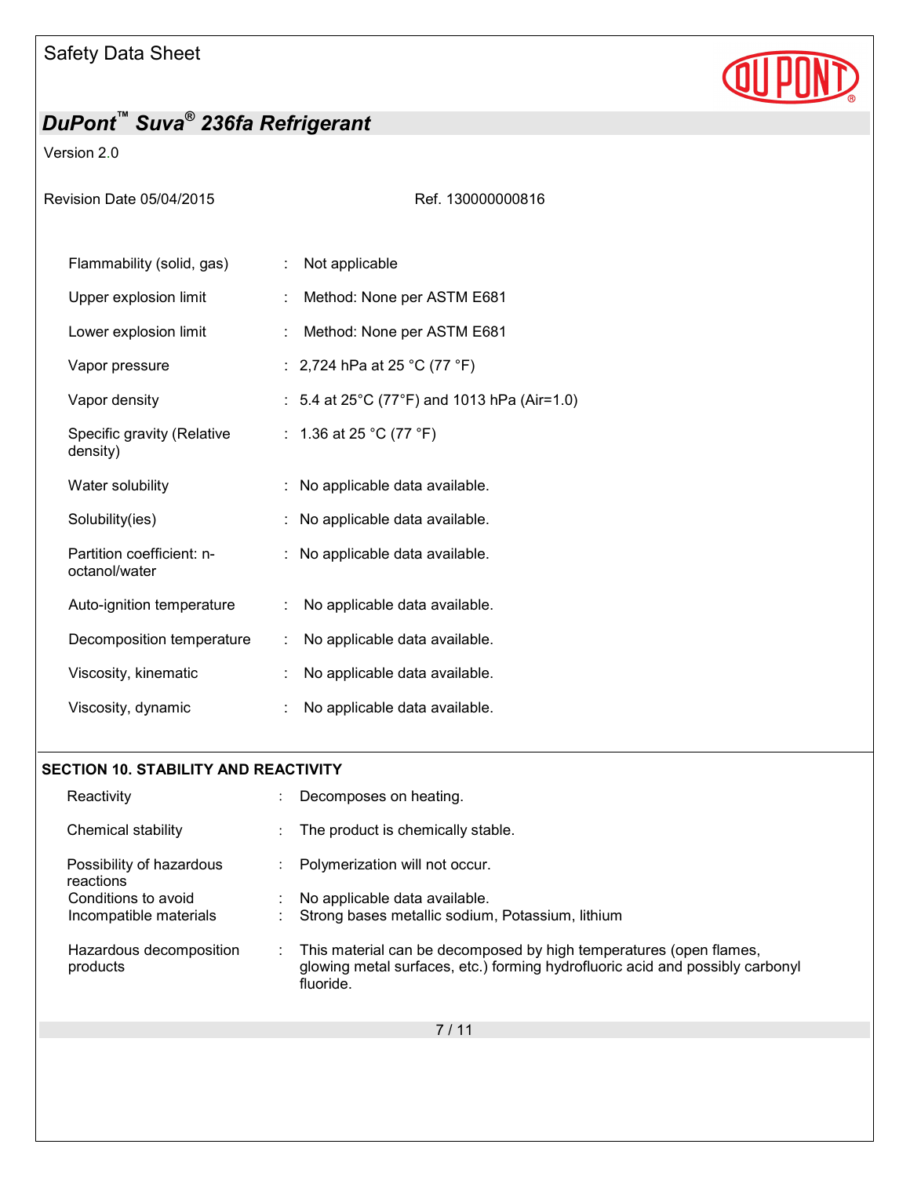| | | |
|---|---|---|
| Flammability (solid, gas) | : | Not applicable |
| Upper explosion limit | : | Method: None per ASTM E681 |
| Lower explosion limit | : | Method: None per ASTM E681 |
| Vapor pressure | : | 2,724 hPa at 25 °C (77 °F) |
| Vapor density | : | 5.4 at 25°C (77°F) and 1013 hPa (Air=1.0) |
| Specific gravity (Relative density) | : | 1.36 at 25 °C (77 °F) |
| Water solubility | : | No applicable data available. |
| Solubility(ies) | : | No applicable data available. |
| Partition coefficient: n-octanol/water | : | No applicable data available. |
| Auto-ignition temperature | : | No applicable data available. |
| Decomposition temperature | : | No applicable data available. |
| Viscosity, kinematic | : | No applicable data available. |
| Viscosity, dynamic | : | No applicable data available. |

## SECTION 10. STABILITY AND REACTIVITY

| | | |
|---|---|---|
| Reactivity | : | Decomposes on heating. |
| Chemical stability | : | The product is chemically stable. |
| Possibility of hazardous reactions | : | Polymerization will not occur. |
| Conditions to avoid | : | No applicable data available. |
| Incompatible materials | : | Strong bases metallic sodium, Potassium, lithium |
| Hazardous decomposition products | : | This material can be decomposed by high temperatures (open flames, glowing metal surfaces, etc.) forming hydrofluoric acid and possibly carbonyl fluoride. |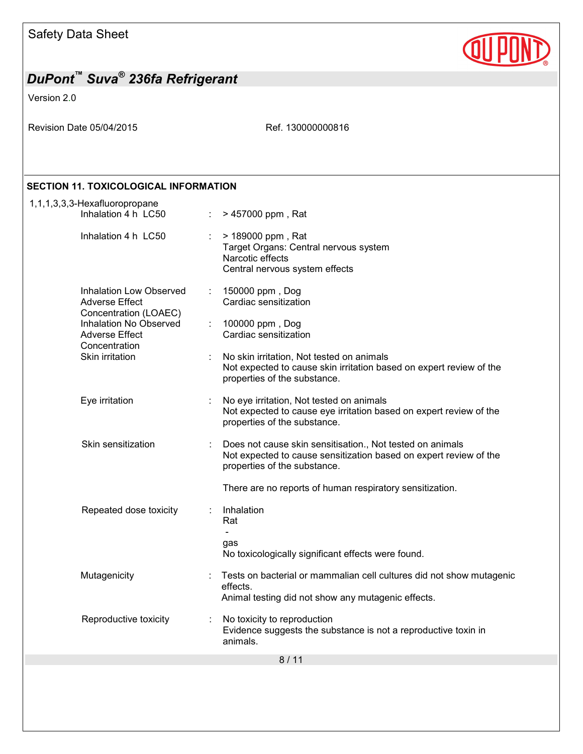## SECTION 11. TOXICOLOGICAL INFORMATION

1,1,1,3,3,3-Hexafluoropropane

| | | |
|---|---|---|
| Inhalation 4 h LC50 | : | > 457000 ppm , Rat |
| Inhalation 4 h LC50 | : | > 189000 ppm , Rat<br>Target Organs: Central nervous system<br>Narcotic effects<br>Central nervous system effects |
| Inhalation Low Observed Adverse Effect Concentration (LOAEC) | : | 150000 ppm , Dog<br>Cardiac sensitization |
| Inhalation No Observed Adverse Effect Concentration | : | 100000 ppm , Dog<br>Cardiac sensitization |
| Skin irritation | : | No skin irritation, Not tested on animals<br>Not expected to cause skin irritation based on expert review of the properties of the substance. |
| Eye irritation | : | No eye irritation, Not tested on animals<br>Not expected to cause eye irritation based on expert review of the properties of the substance. |
| Skin sensitization | : | Does not cause skin sensitisation., Not tested on animals<br>Not expected to cause sensitization based on expert review of the properties of the substance.<br><br>There are no reports of human respiratory sensitization. |
| Repeated dose toxicity | : | Inhalation<br>Rat<br>-<br>gas<br>No toxicologically significant effects were found. |
| Mutagenicity | : | Tests on bacterial or mammalian cell cultures did not show mutagenic effects.<br>Animal testing did not show any mutagenic effects. |
| Reproductive toxicity | : | No toxicity to reproduction<br>Evidence suggests the substance is not a reproductive toxin in animals. |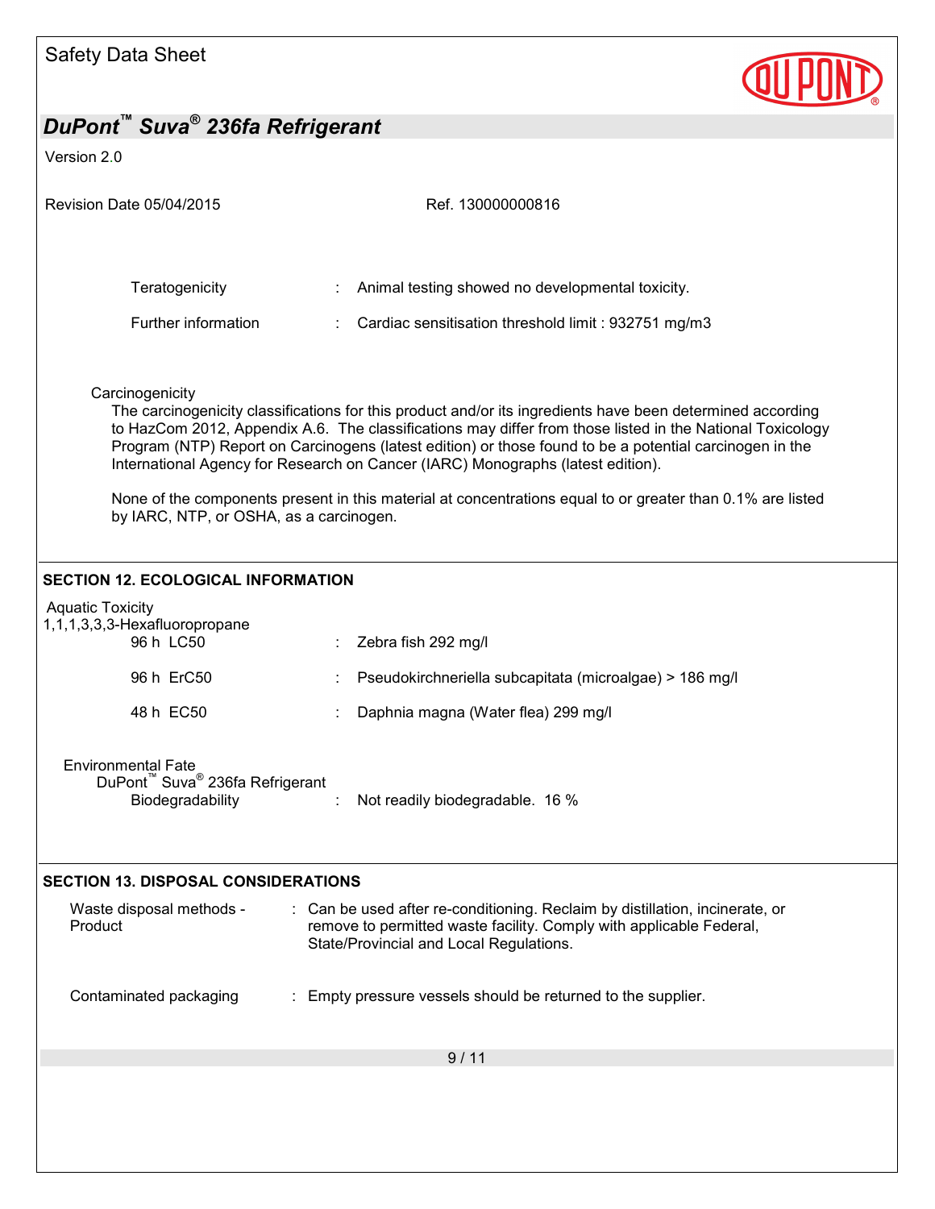Teratogenicity : Animal testing showed no developmental toxicity.

Further information : Cardiac sensitisation threshold limit : 932751 mg/m3

Carcinogenicity

The carcinogenicity classifications for this product and/or its ingredients have been determined according to HazCom 2012, Appendix A.6. The classifications may differ from those listed in the National Toxicology Program (NTP) Report on Carcinogens (latest edition) or those found to be a potential carcinogen in the International Agency for Research on Cancer (IARC) Monographs (latest edition).

None of the components present in this material at concentrations equal to or greater than 0.1% are listed by IARC, NTP, or OSHA, as a carcinogen.

## SECTION 12. ECOLOGICAL INFORMATION

Aquatic Toxicity

1,1,1,3,3,3-Hexafluoropropane

| | |
|---|---|
| 96 h LC50 | Zebra fish 292 mg/l |
| 96 h ErC50 | Pseudokirchneriella subcapitata (microalgae) > 186 mg/l |
| 48 h EC50 | Daphnia magna (Water flea) 299 mg/l |

Environmental Fate

DuPont™ Suva® 236fa Refrigerant

Biodegradability : Not readily biodegradable. 16 %

## SECTION 13. DISPOSAL CONSIDERATIONS

Waste disposal methods - Product : Can be used after re-conditioning. Reclaim by distillation, incinerate, or remove to permitted waste facility. Comply with applicable Federal, State/Provincial and Local Regulations.

Contaminated packaging : Empty pressure vessels should be returned to the supplier.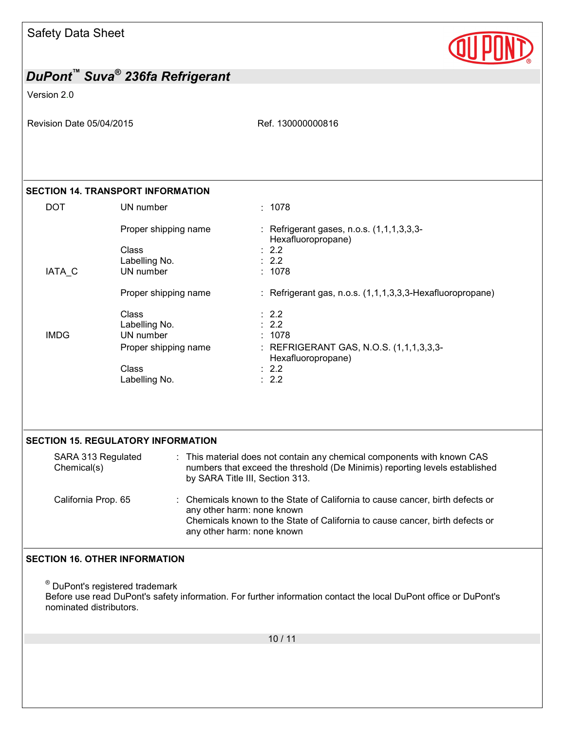## SECTION 14. TRANSPORT INFORMATION

| | | |
|---|---|---|
| DOT | UN number | : 1078 |
| | Proper shipping name | : Refrigerant gases, n.o.s. (1,1,1,3,3,3-Hexafluoropropane) |
| | Class | : 2.2 |
| | Labelling No. | : 2.2 |
| IATA_C | UN number | : 1078 |
| | Proper shipping name | : Refrigerant gas, n.o.s. (1,1,1,3,3,3-Hexafluoropropane) |
| | Class | : 2.2 |
| | Labelling No. | : 2.2 |
| IMDG | UN number | : 1078 |
| | Proper shipping name | : REFRIGERANT GAS, N.O.S. (1,1,1,3,3,3-Hexafluoropropane) |
| | Class | : 2.2 |
| | Labelling No. | : 2.2 |

## SECTION 15. REGULATORY INFORMATION

| | |
|---|---|
| SARA 313 Regulated Chemical(s) | : This material does not contain any chemical components with known CAS numbers that exceed the threshold (De Minimis) reporting levels established by SARA Title III, Section 313. |
| California Prop. 65 | : Chemicals known to the State of California to cause cancer, birth defects or any other harm: none known<br>Chemicals known to the State of California to cause cancer, birth defects or any other harm: none known |

## SECTION 16. OTHER INFORMATION

® DuPont's registered trademark
Before use read DuPont's safety information. For further information contact the local DuPont office or DuPont's nominated distributors.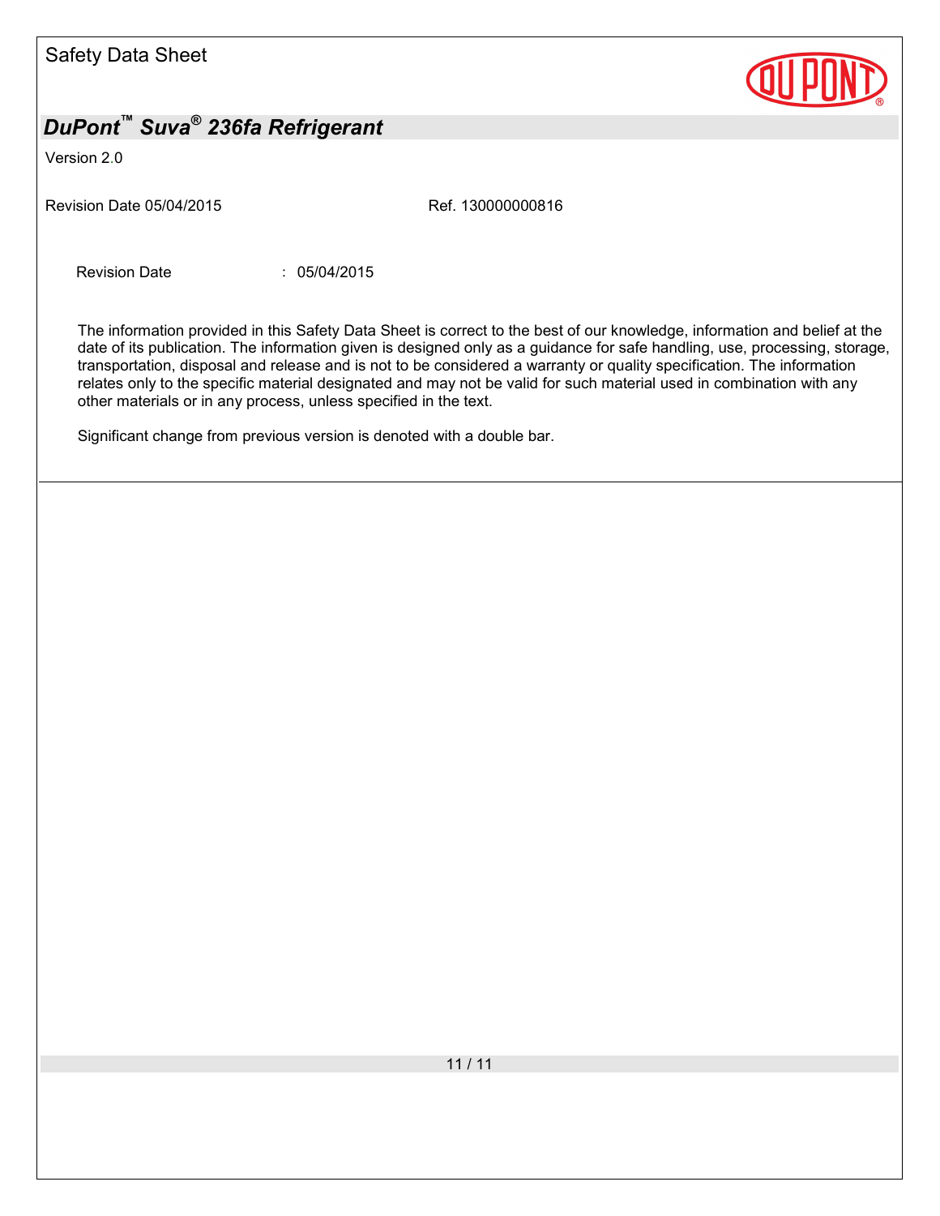Revision Date : 05/04/2015

The information provided in this Safety Data Sheet is correct to the best of our knowledge, information and belief at the date of its publication. The information given is designed only as a guidance for safe handling, use, processing, storage, transportation, disposal and release and is not to be considered a warranty or quality specification. The information relates only to the specific material designated and may not be valid for such material used in combination with any other materials or in any process, unless specified in the text.

Significant change from previous version is denoted with a double bar.